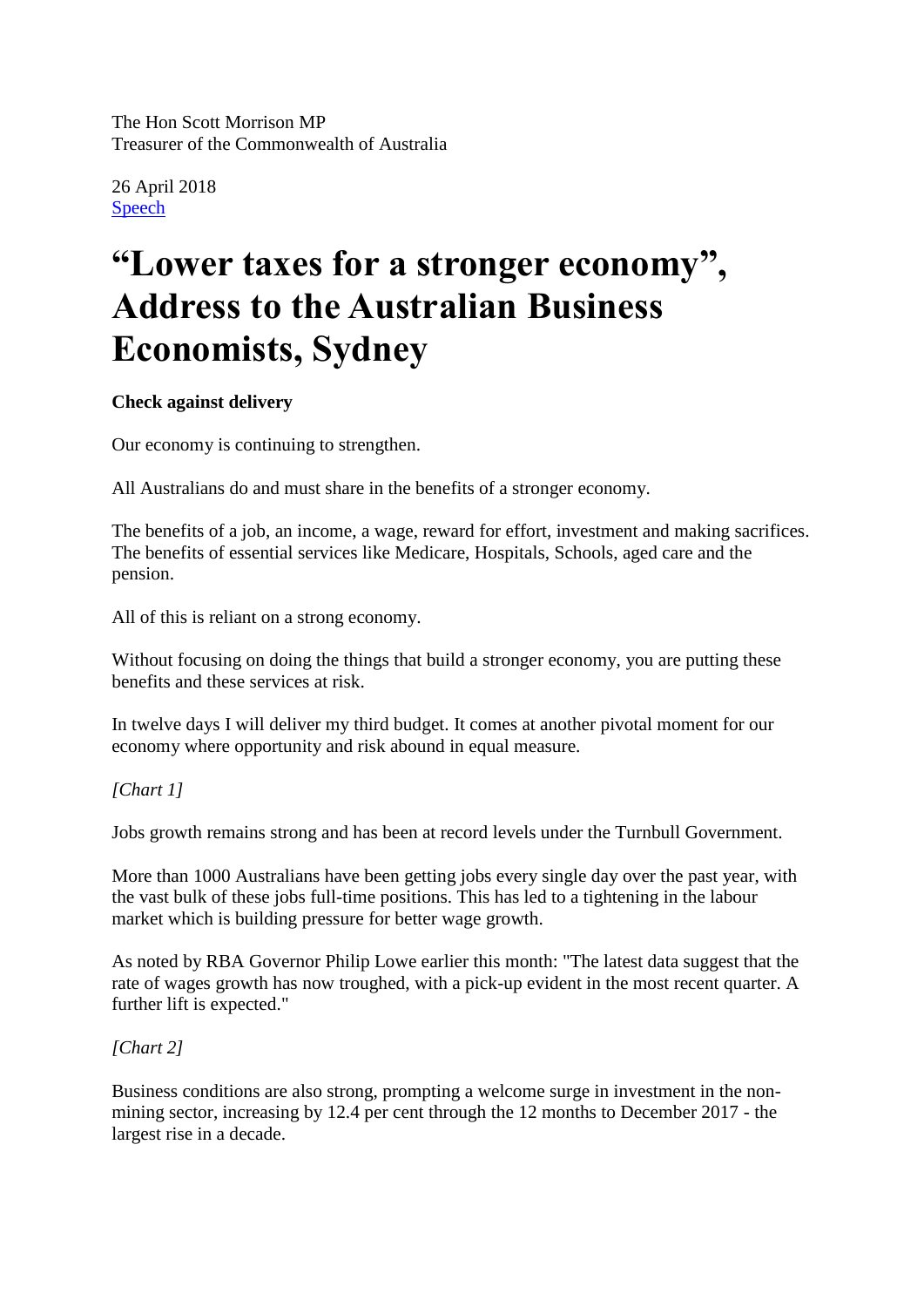The Hon Scott Morrison MP
Treasurer of the Commonwealth of Australia

26 April 2018
Speech

# “Lower taxes for a stronger economy”, Address to the Australian Business Economists, Sydney

**Check against delivery**

Our economy is continuing to strengthen.

All Australians do and must share in the benefits of a stronger economy.

The benefits of a job, an income, a wage, reward for effort, investment and making sacrifices. The benefits of essential services like Medicare, Hospitals, Schools, aged care and the pension.

All of this is reliant on a strong economy.

Without focusing on doing the things that build a stronger economy, you are putting these benefits and these services at risk.

In twelve days I will deliver my third budget. It comes at another pivotal moment for our economy where opportunity and risk abound in equal measure.

*[Chart 1]*

Jobs growth remains strong and has been at record levels under the Turnbull Government.

More than 1000 Australians have been getting jobs every single day over the past year, with the vast bulk of these jobs full-time positions. This has led to a tightening in the labour market which is building pressure for better wage growth.

As noted by RBA Governor Philip Lowe earlier this month: "The latest data suggest that the rate of wages growth has now troughed, with a pick-up evident in the most recent quarter. A further lift is expected."

*[Chart 2]*

Business conditions are also strong, prompting a welcome surge in investment in the non-mining sector, increasing by 12.4 per cent through the 12 months to December 2017 - the largest rise in a decade.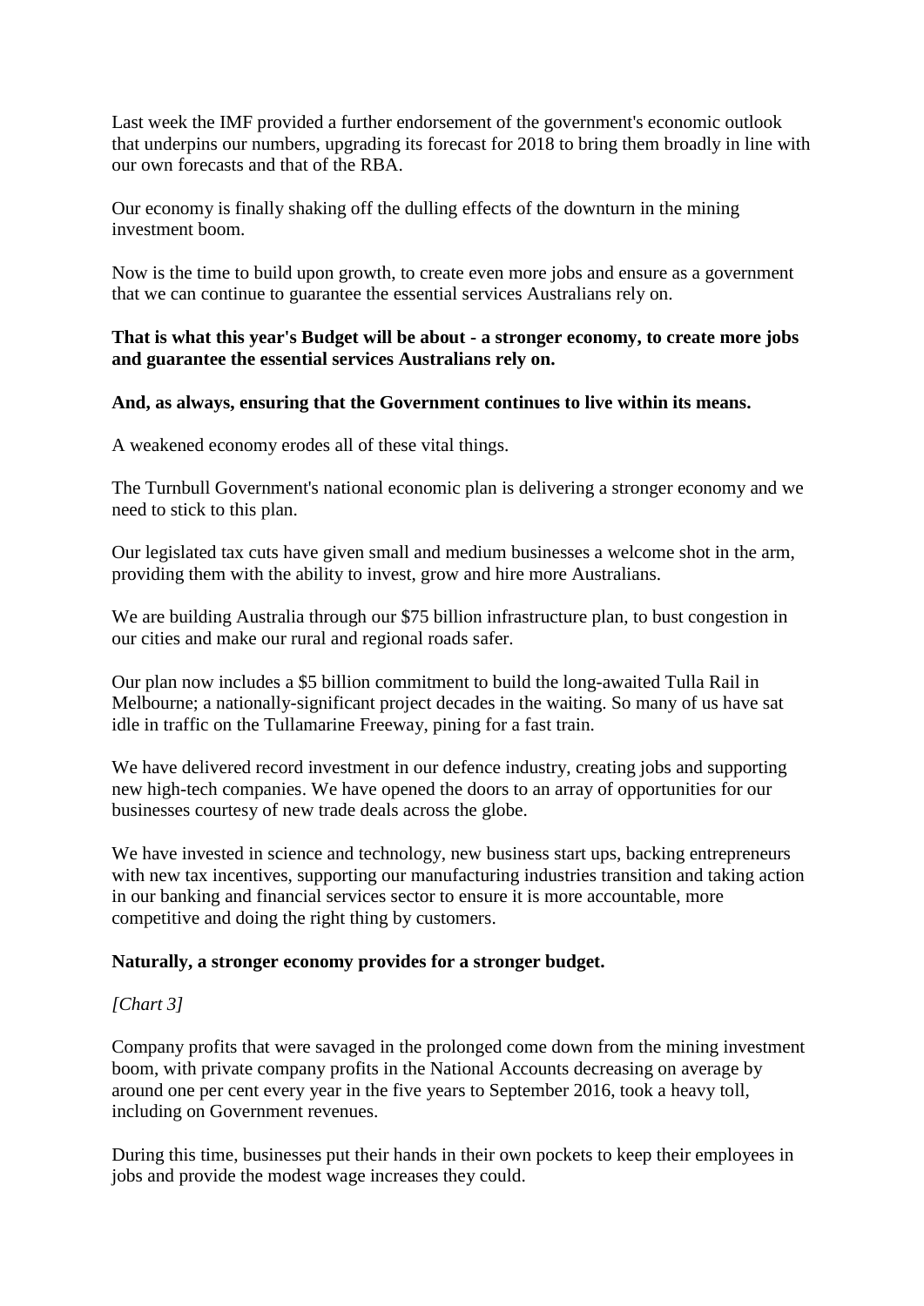Last week the IMF provided a further endorsement of the government's economic outlook that underpins our numbers, upgrading its forecast for 2018 to bring them broadly in line with our own forecasts and that of the RBA.

Our economy is finally shaking off the dulling effects of the downturn in the mining investment boom.

Now is the time to build upon growth, to create even more jobs and ensure as a government that we can continue to guarantee the essential services Australians rely on.

**That is what this year's Budget will be about - a stronger economy, to create more jobs and guarantee the essential services Australians rely on.**

**And, as always, ensuring that the Government continues to live within its means.**

A weakened economy erodes all of these vital things.

The Turnbull Government's national economic plan is delivering a stronger economy and we need to stick to this plan.

Our legislated tax cuts have given small and medium businesses a welcome shot in the arm, providing them with the ability to invest, grow and hire more Australians.

We are building Australia through our $75 billion infrastructure plan, to bust congestion in our cities and make our rural and regional roads safer.

Our plan now includes a $5 billion commitment to build the long-awaited Tulla Rail in Melbourne; a nationally-significant project decades in the waiting. So many of us have sat idle in traffic on the Tullamarine Freeway, pining for a fast train.

We have delivered record investment in our defence industry, creating jobs and supporting new high-tech companies. We have opened the doors to an array of opportunities for our businesses courtesy of new trade deals across the globe.

We have invested in science and technology, new business start ups, backing entrepreneurs with new tax incentives, supporting our manufacturing industries transition and taking action in our banking and financial services sector to ensure it is more accountable, more competitive and doing the right thing by customers.

**Naturally, a stronger economy provides for a stronger budget.**

*[Chart 3]*

Company profits that were savaged in the prolonged come down from the mining investment boom, with private company profits in the National Accounts decreasing on average by around one per cent every year in the five years to September 2016, took a heavy toll, including on Government revenues.

During this time, businesses put their hands in their own pockets to keep their employees in jobs and provide the modest wage increases they could.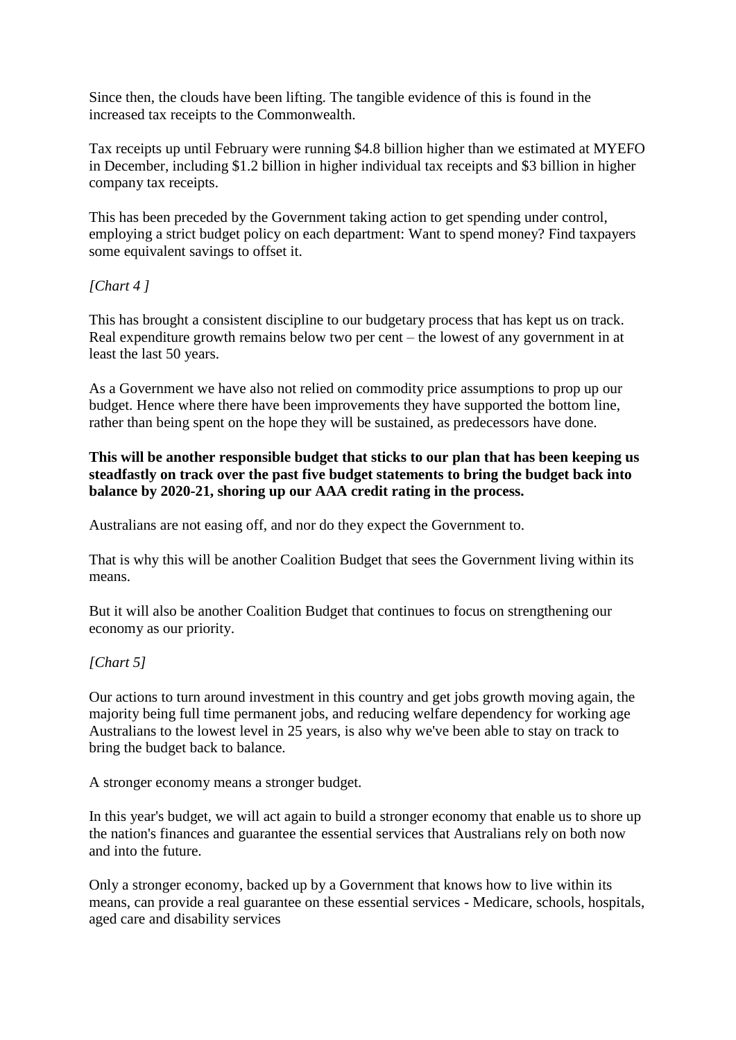Since then, the clouds have been lifting. The tangible evidence of this is found in the increased tax receipts to the Commonwealth.

Tax receipts up until February were running $4.8 billion higher than we estimated at MYEFO in December, including $1.2 billion in higher individual tax receipts and $3 billion in higher company tax receipts.

This has been preceded by the Government taking action to get spending under control, employing a strict budget policy on each department: Want to spend money? Find taxpayers some equivalent savings to offset it.

*[Chart 4 ]*

This has brought a consistent discipline to our budgetary process that has kept us on track. Real expenditure growth remains below two per cent – the lowest of any government in at least the last 50 years.

As a Government we have also not relied on commodity price assumptions to prop up our budget. Hence where there have been improvements they have supported the bottom line, rather than being spent on the hope they will be sustained, as predecessors have done.

**This will be another responsible budget that sticks to our plan that has been keeping us steadfastly on track over the past five budget statements to bring the budget back into balance by 2020-21, shoring up our AAA credit rating in the process.**

Australians are not easing off, and nor do they expect the Government to.

That is why this will be another Coalition Budget that sees the Government living within its means.

But it will also be another Coalition Budget that continues to focus on strengthening our economy as our priority.

*[Chart 5]*

Our actions to turn around investment in this country and get jobs growth moving again, the majority being full time permanent jobs, and reducing welfare dependency for working age Australians to the lowest level in 25 years, is also why we've been able to stay on track to bring the budget back to balance.

A stronger economy means a stronger budget.

In this year's budget, we will act again to build a stronger economy that enable us to shore up the nation's finances and guarantee the essential services that Australians rely on both now and into the future.

Only a stronger economy, backed up by a Government that knows how to live within its means, can provide a real guarantee on these essential services - Medicare, schools, hospitals, aged care and disability services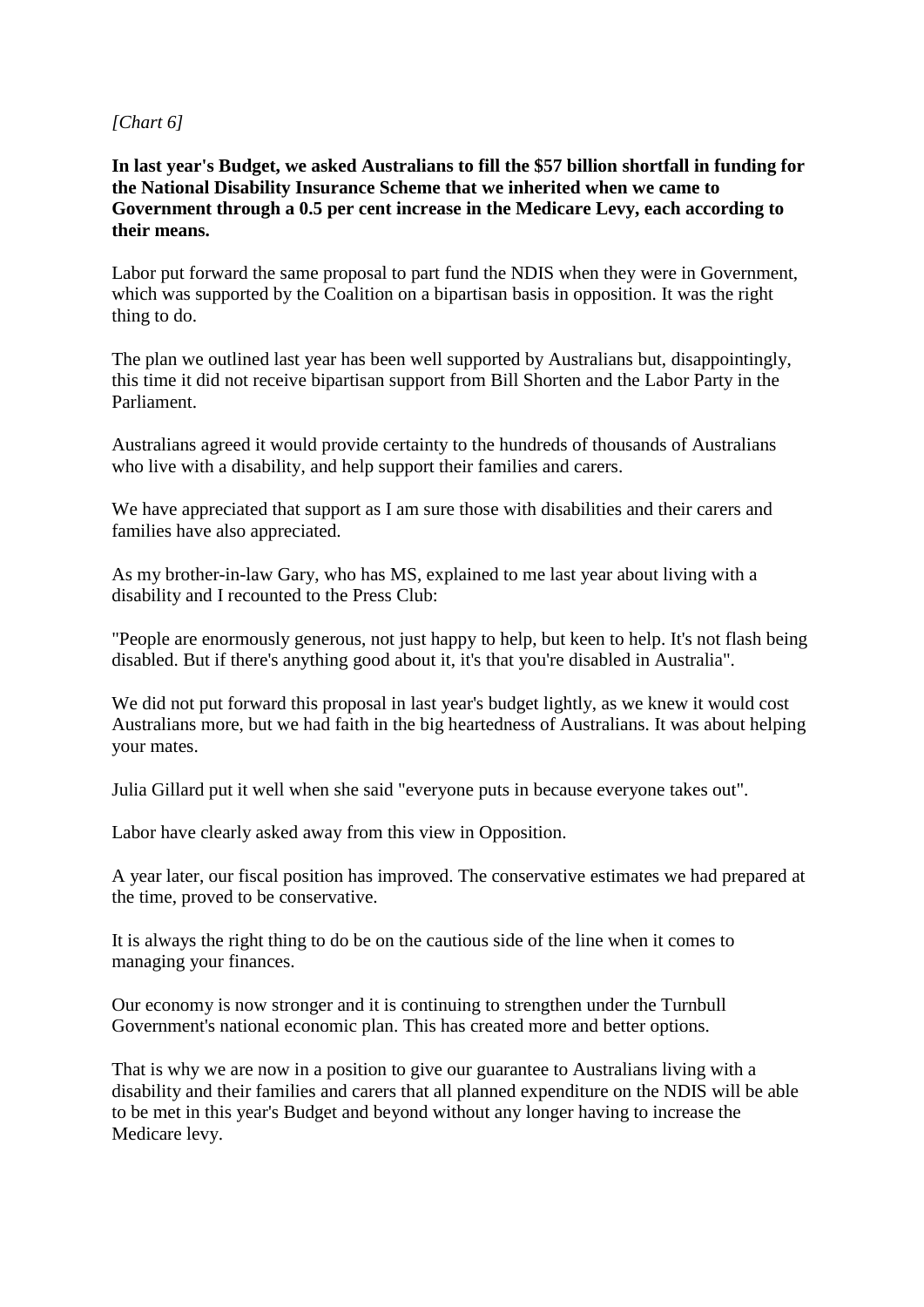*[Chart 6]*

**In last year's Budget, we asked Australians to fill the $57 billion shortfall in funding for the National Disability Insurance Scheme that we inherited when we came to Government through a 0.5 per cent increase in the Medicare Levy, each according to their means.**

Labor put forward the same proposal to part fund the NDIS when they were in Government, which was supported by the Coalition on a bipartisan basis in opposition. It was the right thing to do.

The plan we outlined last year has been well supported by Australians but, disappointingly, this time it did not receive bipartisan support from Bill Shorten and the Labor Party in the Parliament.

Australians agreed it would provide certainty to the hundreds of thousands of Australians who live with a disability, and help support their families and carers.

We have appreciated that support as I am sure those with disabilities and their carers and families have also appreciated.

As my brother-in-law Gary, who has MS, explained to me last year about living with a disability and I recounted to the Press Club:

"People are enormously generous, not just happy to help, but keen to help. It's not flash being disabled. But if there's anything good about it, it's that you're disabled in Australia".

We did not put forward this proposal in last year's budget lightly, as we knew it would cost Australians more, but we had faith in the big heartedness of Australians. It was about helping your mates.

Julia Gillard put it well when she said "everyone puts in because everyone takes out".

Labor have clearly asked away from this view in Opposition.

A year later, our fiscal position has improved. The conservative estimates we had prepared at the time, proved to be conservative.

It is always the right thing to do be on the cautious side of the line when it comes to managing your finances.

Our economy is now stronger and it is continuing to strengthen under the Turnbull Government's national economic plan. This has created more and better options.

That is why we are now in a position to give our guarantee to Australians living with a disability and their families and carers that all planned expenditure on the NDIS will be able to be met in this year's Budget and beyond without any longer having to increase the Medicare levy.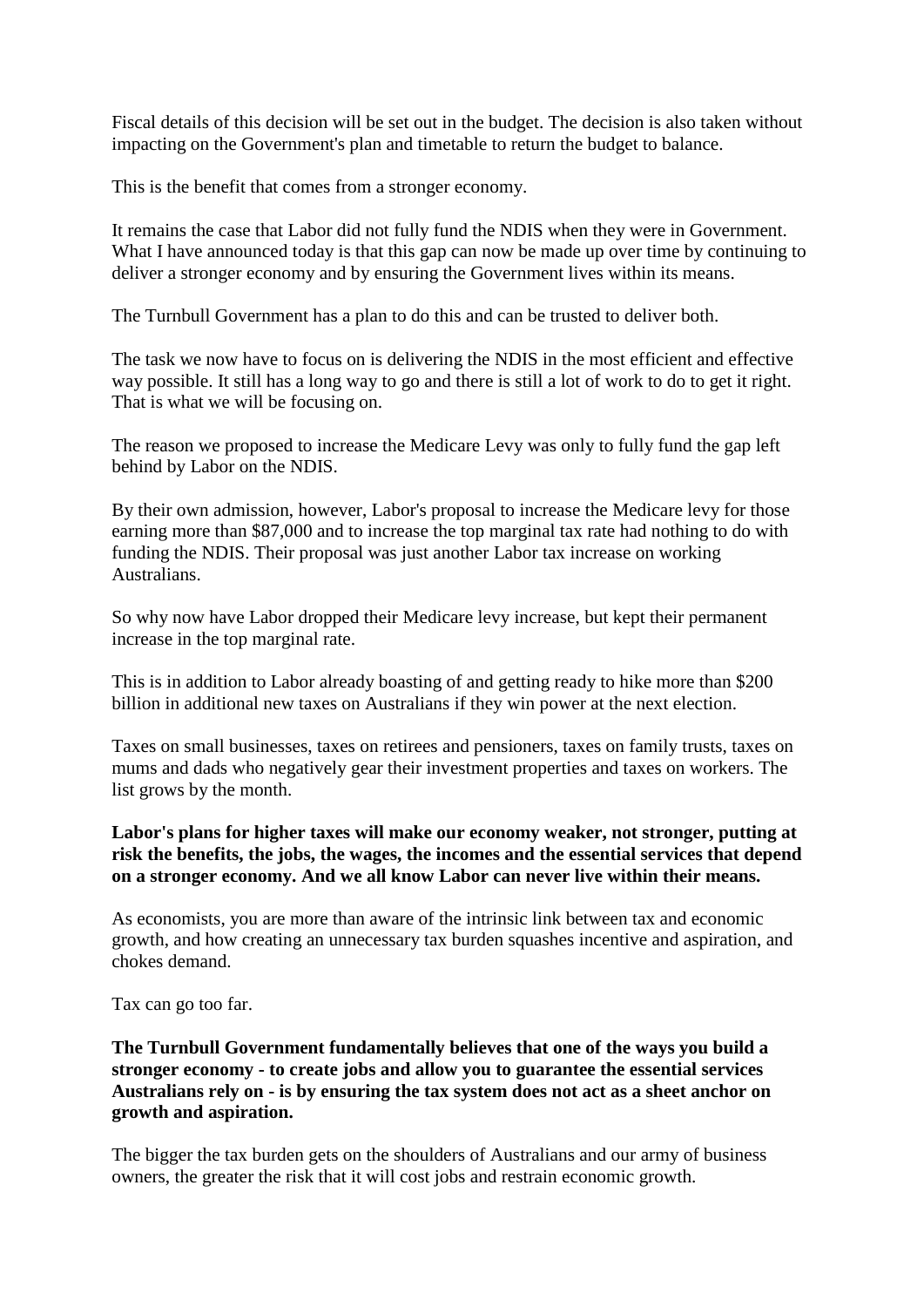Fiscal details of this decision will be set out in the budget. The decision is also taken without impacting on the Government's plan and timetable to return the budget to balance.

This is the benefit that comes from a stronger economy.

It remains the case that Labor did not fully fund the NDIS when they were in Government. What I have announced today is that this gap can now be made up over time by continuing to deliver a stronger economy and by ensuring the Government lives within its means.

The Turnbull Government has a plan to do this and can be trusted to deliver both.

The task we now have to focus on is delivering the NDIS in the most efficient and effective way possible. It still has a long way to go and there is still a lot of work to do to get it right. That is what we will be focusing on.

The reason we proposed to increase the Medicare Levy was only to fully fund the gap left behind by Labor on the NDIS.

By their own admission, however, Labor's proposal to increase the Medicare levy for those earning more than $87,000 and to increase the top marginal tax rate had nothing to do with funding the NDIS. Their proposal was just another Labor tax increase on working Australians.

So why now have Labor dropped their Medicare levy increase, but kept their permanent increase in the top marginal rate.

This is in addition to Labor already boasting of and getting ready to hike more than $200 billion in additional new taxes on Australians if they win power at the next election.

Taxes on small businesses, taxes on retirees and pensioners, taxes on family trusts, taxes on mums and dads who negatively gear their investment properties and taxes on workers. The list grows by the month.

**Labor's plans for higher taxes will make our economy weaker, not stronger, putting at risk the benefits, the jobs, the wages, the incomes and the essential services that depend on a stronger economy. And we all know Labor can never live within their means.**

As economists, you are more than aware of the intrinsic link between tax and economic growth, and how creating an unnecessary tax burden squashes incentive and aspiration, and chokes demand.

Tax can go too far.

**The Turnbull Government fundamentally believes that one of the ways you build a stronger economy - to create jobs and allow you to guarantee the essential services Australians rely on - is by ensuring the tax system does not act as a sheet anchor on growth and aspiration.**

The bigger the tax burden gets on the shoulders of Australians and our army of business owners, the greater the risk that it will cost jobs and restrain economic growth.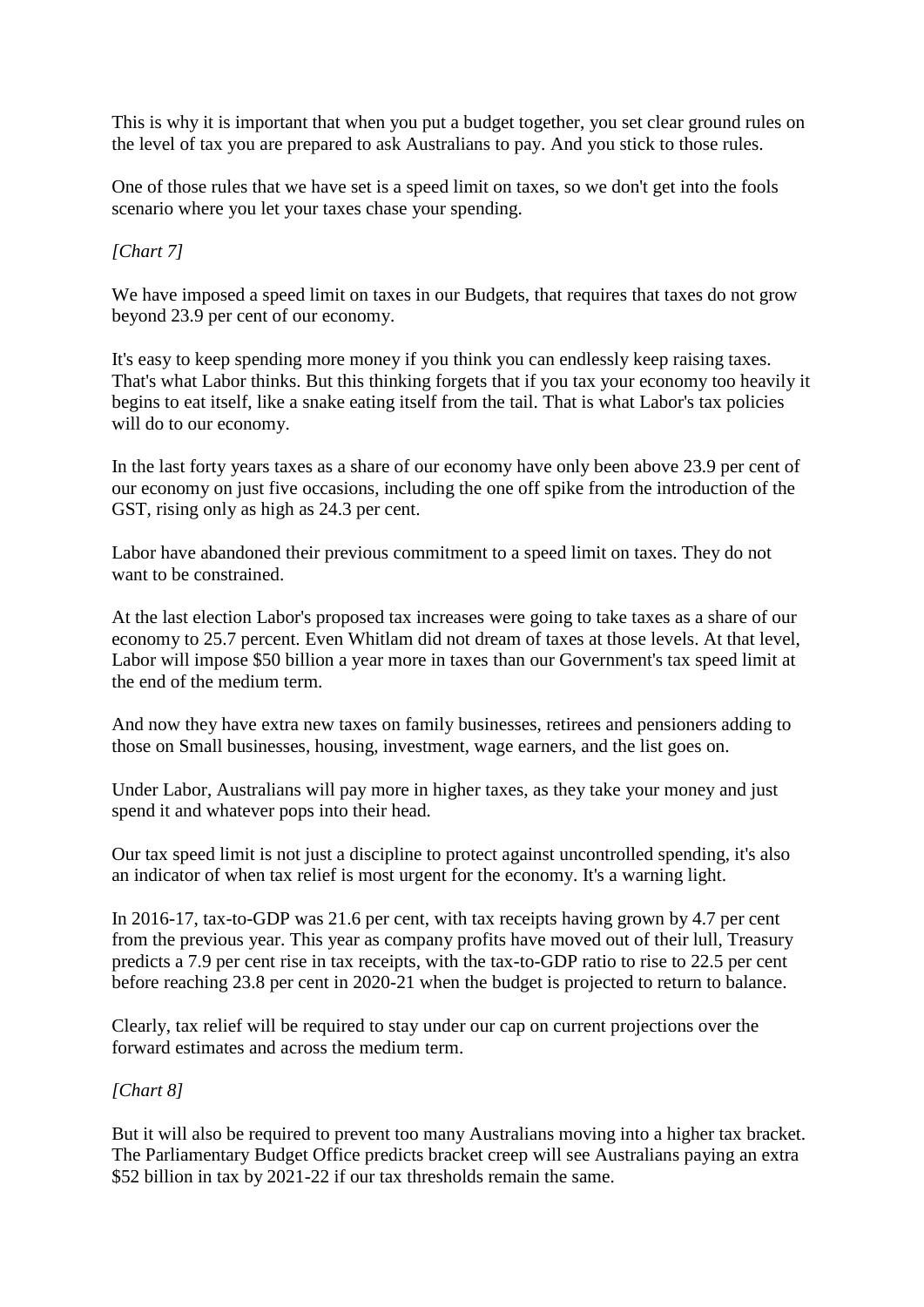This is why it is important that when you put a budget together, you set clear ground rules on the level of tax you are prepared to ask Australians to pay. And you stick to those rules.

One of those rules that we have set is a speed limit on taxes, so we don't get into the fools scenario where you let your taxes chase your spending.

*[Chart 7]*

We have imposed a speed limit on taxes in our Budgets, that requires that taxes do not grow beyond 23.9 per cent of our economy.

It's easy to keep spending more money if you think you can endlessly keep raising taxes. That's what Labor thinks. But this thinking forgets that if you tax your economy too heavily it begins to eat itself, like a snake eating itself from the tail. That is what Labor's tax policies will do to our economy.

In the last forty years taxes as a share of our economy have only been above 23.9 per cent of our economy on just five occasions, including the one off spike from the introduction of the GST, rising only as high as 24.3 per cent.

Labor have abandoned their previous commitment to a speed limit on taxes. They do not want to be constrained.

At the last election Labor's proposed tax increases were going to take taxes as a share of our economy to 25.7 percent. Even Whitlam did not dream of taxes at those levels. At that level, Labor will impose $50 billion a year more in taxes than our Government's tax speed limit at the end of the medium term.

And now they have extra new taxes on family businesses, retirees and pensioners adding to those on Small businesses, housing, investment, wage earners, and the list goes on.

Under Labor, Australians will pay more in higher taxes, as they take your money and just spend it and whatever pops into their head.

Our tax speed limit is not just a discipline to protect against uncontrolled spending, it's also an indicator of when tax relief is most urgent for the economy. It's a warning light.

In 2016-17, tax-to-GDP was 21.6 per cent, with tax receipts having grown by 4.7 per cent from the previous year. This year as company profits have moved out of their lull, Treasury predicts a 7.9 per cent rise in tax receipts, with the tax-to-GDP ratio to rise to 22.5 per cent before reaching 23.8 per cent in 2020-21 when the budget is projected to return to balance.

Clearly, tax relief will be required to stay under our cap on current projections over the forward estimates and across the medium term.

*[Chart 8]*

But it will also be required to prevent too many Australians moving into a higher tax bracket. The Parliamentary Budget Office predicts bracket creep will see Australians paying an extra $52 billion in tax by 2021-22 if our tax thresholds remain the same.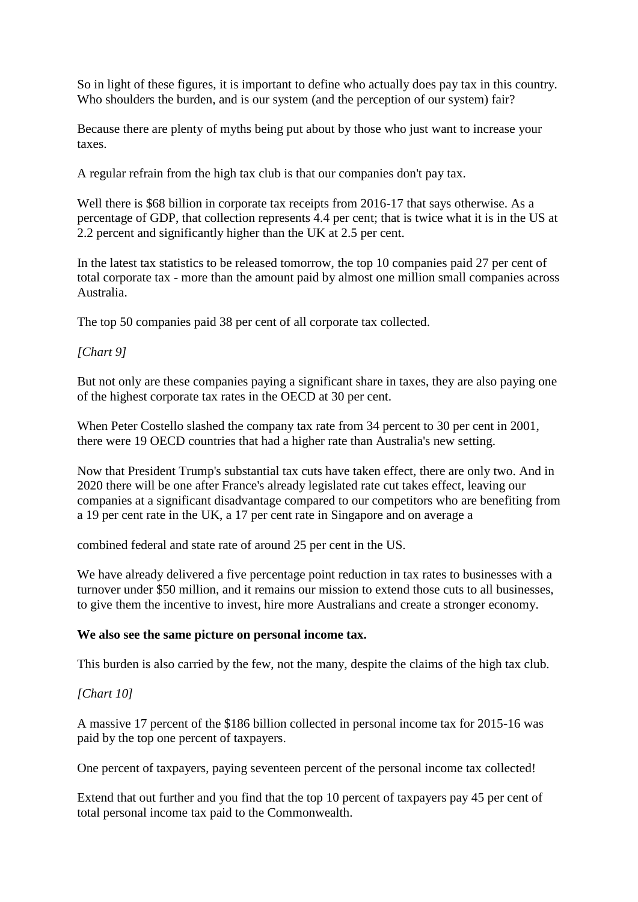So in light of these figures, it is important to define who actually does pay tax in this country. Who shoulders the burden, and is our system (and the perception of our system) fair?

Because there are plenty of myths being put about by those who just want to increase your taxes.

A regular refrain from the high tax club is that our companies don't pay tax.

Well there is $68 billion in corporate tax receipts from 2016-17 that says otherwise. As a percentage of GDP, that collection represents 4.4 per cent; that is twice what it is in the US at 2.2 percent and significantly higher than the UK at 2.5 per cent.

In the latest tax statistics to be released tomorrow, the top 10 companies paid 27 per cent of total corporate tax - more than the amount paid by almost one million small companies across Australia.

The top 50 companies paid 38 per cent of all corporate tax collected.

*[Chart 9]*

But not only are these companies paying a significant share in taxes, they are also paying one of the highest corporate tax rates in the OECD at 30 per cent.

When Peter Costello slashed the company tax rate from 34 percent to 30 per cent in 2001, there were 19 OECD countries that had a higher rate than Australia's new setting.

Now that President Trump's substantial tax cuts have taken effect, there are only two. And in 2020 there will be one after France's already legislated rate cut takes effect, leaving our companies at a significant disadvantage compared to our competitors who are benefiting from a 19 per cent rate in the UK, a 17 per cent rate in Singapore and on average a combined federal and state rate of around 25 per cent in the US.

We have already delivered a five percentage point reduction in tax rates to businesses with a turnover under $50 million, and it remains our mission to extend those cuts to all businesses, to give them the incentive to invest, hire more Australians and create a stronger economy.

**We also see the same picture on personal income tax.**

This burden is also carried by the few, not the many, despite the claims of the high tax club.

*[Chart 10]*

A massive 17 percent of the $186 billion collected in personal income tax for 2015-16 was paid by the top one percent of taxpayers.

One percent of taxpayers, paying seventeen percent of the personal income tax collected!

Extend that out further and you find that the top 10 percent of taxpayers pay 45 per cent of total personal income tax paid to the Commonwealth.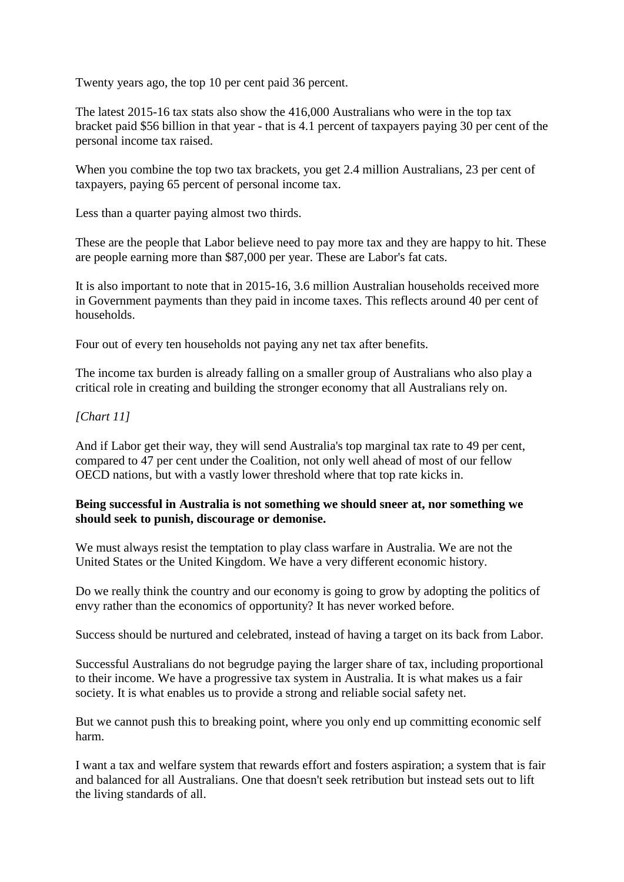Twenty years ago, the top 10 per cent paid 36 percent.

The latest 2015-16 tax stats also show the 416,000 Australians who were in the top tax bracket paid $56 billion in that year - that is 4.1 percent of taxpayers paying 30 per cent of the personal income tax raised.

When you combine the top two tax brackets, you get 2.4 million Australians, 23 per cent of taxpayers, paying 65 percent of personal income tax.

Less than a quarter paying almost two thirds.

These are the people that Labor believe need to pay more tax and they are happy to hit. These are people earning more than $87,000 per year. These are Labor's fat cats.

It is also important to note that in 2015-16, 3.6 million Australian households received more in Government payments than they paid in income taxes. This reflects around 40 per cent of households.

Four out of every ten households not paying any net tax after benefits.

The income tax burden is already falling on a smaller group of Australians who also play a critical role in creating and building the stronger economy that all Australians rely on.

*[Chart 11]*

And if Labor get their way, they will send Australia's top marginal tax rate to 49 per cent, compared to 47 per cent under the Coalition, not only well ahead of most of our fellow OECD nations, but with a vastly lower threshold where that top rate kicks in.

**Being successful in Australia is not something we should sneer at, nor something we should seek to punish, discourage or demonise.**

We must always resist the temptation to play class warfare in Australia. We are not the United States or the United Kingdom. We have a very different economic history.

Do we really think the country and our economy is going to grow by adopting the politics of envy rather than the economics of opportunity? It has never worked before.

Success should be nurtured and celebrated, instead of having a target on its back from Labor.

Successful Australians do not begrudge paying the larger share of tax, including proportional to their income. We have a progressive tax system in Australia. It is what makes us a fair society. It is what enables us to provide a strong and reliable social safety net.

But we cannot push this to breaking point, where you only end up committing economic self harm.

I want a tax and welfare system that rewards effort and fosters aspiration; a system that is fair and balanced for all Australians. One that doesn't seek retribution but instead sets out to lift the living standards of all.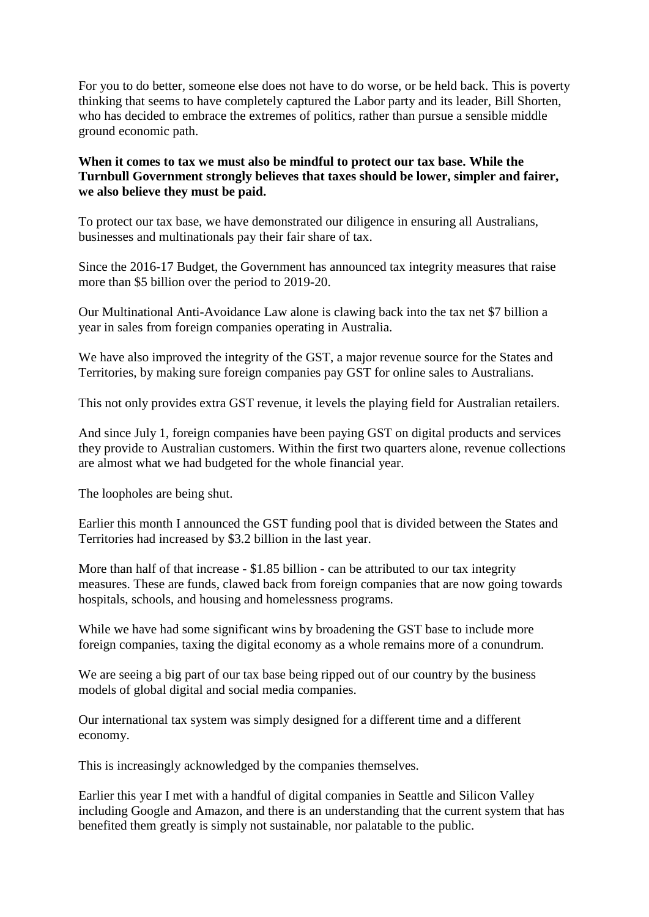For you to do better, someone else does not have to do worse, or be held back. This is poverty thinking that seems to have completely captured the Labor party and its leader, Bill Shorten, who has decided to embrace the extremes of politics, rather than pursue a sensible middle ground economic path.

**When it comes to tax we must also be mindful to protect our tax base. While the Turnbull Government strongly believes that taxes should be lower, simpler and fairer, we also believe they must be paid.**

To protect our tax base, we have demonstrated our diligence in ensuring all Australians, businesses and multinationals pay their fair share of tax.

Since the 2016-17 Budget, the Government has announced tax integrity measures that raise more than $5 billion over the period to 2019-20.

Our Multinational Anti-Avoidance Law alone is clawing back into the tax net $7 billion a year in sales from foreign companies operating in Australia.

We have also improved the integrity of the GST, a major revenue source for the States and Territories, by making sure foreign companies pay GST for online sales to Australians.

This not only provides extra GST revenue, it levels the playing field for Australian retailers.

And since July 1, foreign companies have been paying GST on digital products and services they provide to Australian customers. Within the first two quarters alone, revenue collections are almost what we had budgeted for the whole financial year.

The loopholes are being shut.

Earlier this month I announced the GST funding pool that is divided between the States and Territories had increased by $3.2 billion in the last year.

More than half of that increase - $1.85 billion - can be attributed to our tax integrity measures. These are funds, clawed back from foreign companies that are now going towards hospitals, schools, and housing and homelessness programs.

While we have had some significant wins by broadening the GST base to include more foreign companies, taxing the digital economy as a whole remains more of a conundrum.

We are seeing a big part of our tax base being ripped out of our country by the business models of global digital and social media companies.

Our international tax system was simply designed for a different time and a different economy.

This is increasingly acknowledged by the companies themselves.

Earlier this year I met with a handful of digital companies in Seattle and Silicon Valley including Google and Amazon, and there is an understanding that the current system that has benefited them greatly is simply not sustainable, nor palatable to the public.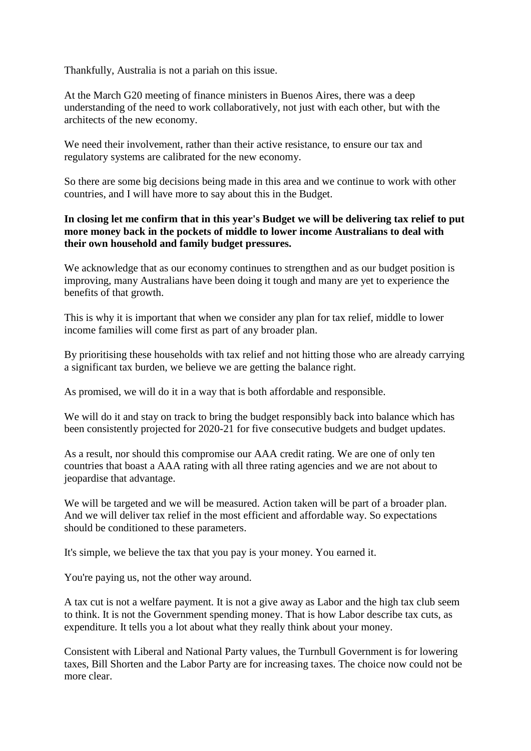Thankfully, Australia is not a pariah on this issue.

At the March G20 meeting of finance ministers in Buenos Aires, there was a deep understanding of the need to work collaboratively, not just with each other, but with the architects of the new economy.

We need their involvement, rather than their active resistance, to ensure our tax and regulatory systems are calibrated for the new economy.

So there are some big decisions being made in this area and we continue to work with other countries, and I will have more to say about this in the Budget.

**In closing let me confirm that in this year's Budget we will be delivering tax relief to put more money back in the pockets of middle to lower income Australians to deal with their own household and family budget pressures.**

We acknowledge that as our economy continues to strengthen and as our budget position is improving, many Australians have been doing it tough and many are yet to experience the benefits of that growth.

This is why it is important that when we consider any plan for tax relief, middle to lower income families will come first as part of any broader plan.

By prioritising these households with tax relief and not hitting those who are already carrying a significant tax burden, we believe we are getting the balance right.

As promised, we will do it in a way that is both affordable and responsible.

We will do it and stay on track to bring the budget responsibly back into balance which has been consistently projected for 2020-21 for five consecutive budgets and budget updates.

As a result, nor should this compromise our AAA credit rating. We are one of only ten countries that boast a AAA rating with all three rating agencies and we are not about to jeopardise that advantage.

We will be targeted and we will be measured. Action taken will be part of a broader plan. And we will deliver tax relief in the most efficient and affordable way. So expectations should be conditioned to these parameters.

It's simple, we believe the tax that you pay is your money. You earned it.

You're paying us, not the other way around.

A tax cut is not a welfare payment. It is not a give away as Labor and the high tax club seem to think. It is not the Government spending money. That is how Labor describe tax cuts, as expenditure. It tells you a lot about what they really think about your money.

Consistent with Liberal and National Party values, the Turnbull Government is for lowering taxes, Bill Shorten and the Labor Party are for increasing taxes. The choice now could not be more clear.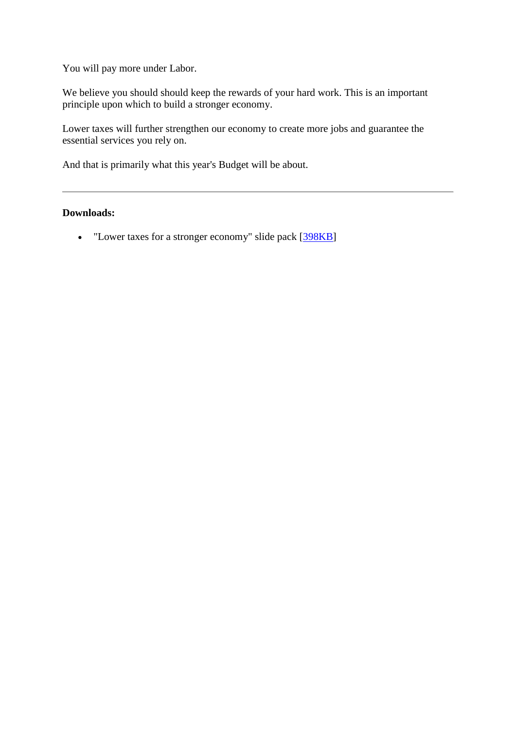You will pay more under Labor.

We believe you should should keep the rewards of your hard work. This is an important principle upon which to build a stronger economy.

Lower taxes will further strengthen our economy to create more jobs and guarantee the essential services you rely on.

And that is primarily what this year's Budget will be about.

---

**Downloads:**

- "Lower taxes for a stronger economy" slide pack [398KB]